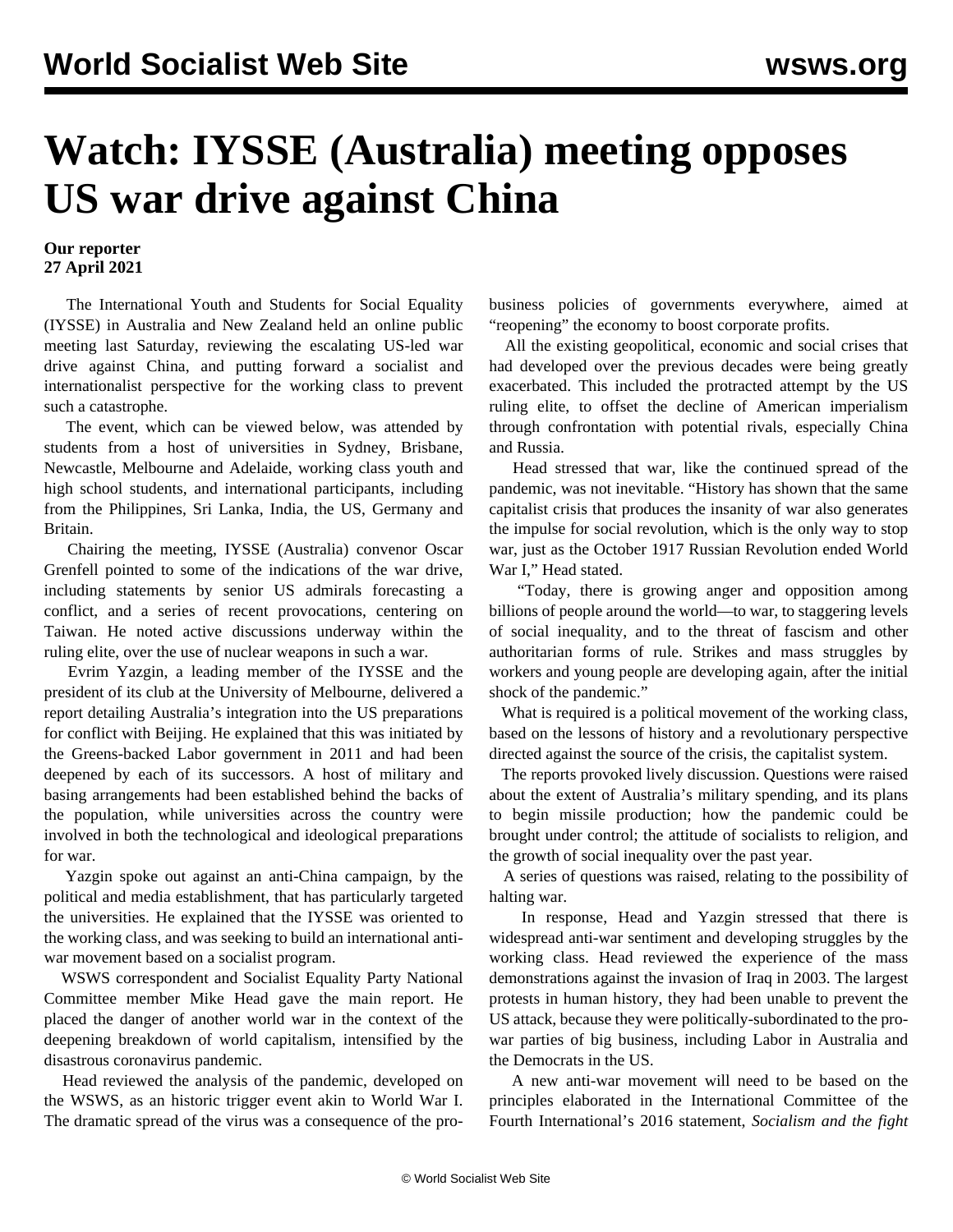# Watch: IYSSE (Australia) meeting opposes US war drive against China

**Our reporter**
**27 April 2021**

The International Youth and Students for Social Equality (IYSSE) in Australia and New Zealand held an online public meeting last Saturday, reviewing the escalating US-led war drive against China, and putting forward a socialist and internationalist perspective for the working class to prevent such a catastrophe.

The event, which can be viewed below, was attended by students from a host of universities in Sydney, Brisbane, Newcastle, Melbourne and Adelaide, working class youth and high school students, and international participants, including from the Philippines, Sri Lanka, India, the US, Germany and Britain.

Chairing the meeting, IYSSE (Australia) convenor Oscar Grenfell pointed to some of the indications of the war drive, including statements by senior US admirals forecasting a conflict, and a series of recent provocations, centering on Taiwan. He noted active discussions underway within the ruling elite, over the use of nuclear weapons in such a war.

Evrim Yazgin, a leading member of the IYSSE and the president of its club at the University of Melbourne, delivered a report detailing Australia's integration into the US preparations for conflict with Beijing. He explained that this was initiated by the Greens-backed Labor government in 2011 and had been deepened by each of its successors. A host of military and basing arrangements had been established behind the backs of the population, while universities across the country were involved in both the technological and ideological preparations for war.

Yazgin spoke out against an anti-China campaign, by the political and media establishment, that has particularly targeted the universities. He explained that the IYSSE was oriented to the working class, and was seeking to build an international anti-war movement based on a socialist program.

WSWS correspondent and Socialist Equality Party National Committee member Mike Head gave the main report. He placed the danger of another world war in the context of the deepening breakdown of world capitalism, intensified by the disastrous coronavirus pandemic.

Head reviewed the analysis of the pandemic, developed on the WSWS, as an historic trigger event akin to World War I. The dramatic spread of the virus was a consequence of the pro-business policies of governments everywhere, aimed at "reopening" the economy to boost corporate profits.

All the existing geopolitical, economic and social crises that had developed over the previous decades were being greatly exacerbated. This included the protracted attempt by the US ruling elite, to offset the decline of American imperialism through confrontation with potential rivals, especially China and Russia.

Head stressed that war, like the continued spread of the pandemic, was not inevitable. "History has shown that the same capitalist crisis that produces the insanity of war also generates the impulse for social revolution, which is the only way to stop war, just as the October 1917 Russian Revolution ended World War I," Head stated.

"Today, there is growing anger and opposition among billions of people around the world—to war, to staggering levels of social inequality, and to the threat of fascism and other authoritarian forms of rule. Strikes and mass struggles by workers and young people are developing again, after the initial shock of the pandemic."

What is required is a political movement of the working class, based on the lessons of history and a revolutionary perspective directed against the source of the crisis, the capitalist system.

The reports provoked lively discussion. Questions were raised about the extent of Australia's military spending, and its plans to begin missile production; how the pandemic could be brought under control; the attitude of socialists to religion, and the growth of social inequality over the past year.

A series of questions was raised, relating to the possibility of halting war.

In response, Head and Yazgin stressed that there is widespread anti-war sentiment and developing struggles by the working class. Head reviewed the experience of the mass demonstrations against the invasion of Iraq in 2003. The largest protests in human history, they had been unable to prevent the US attack, because they were politically-subordinated to the pro-war parties of big business, including Labor in Australia and the Democrats in the US.

A new anti-war movement will need to be based on the principles elaborated in the International Committee of the Fourth International's 2016 statement, *Socialism and the fight*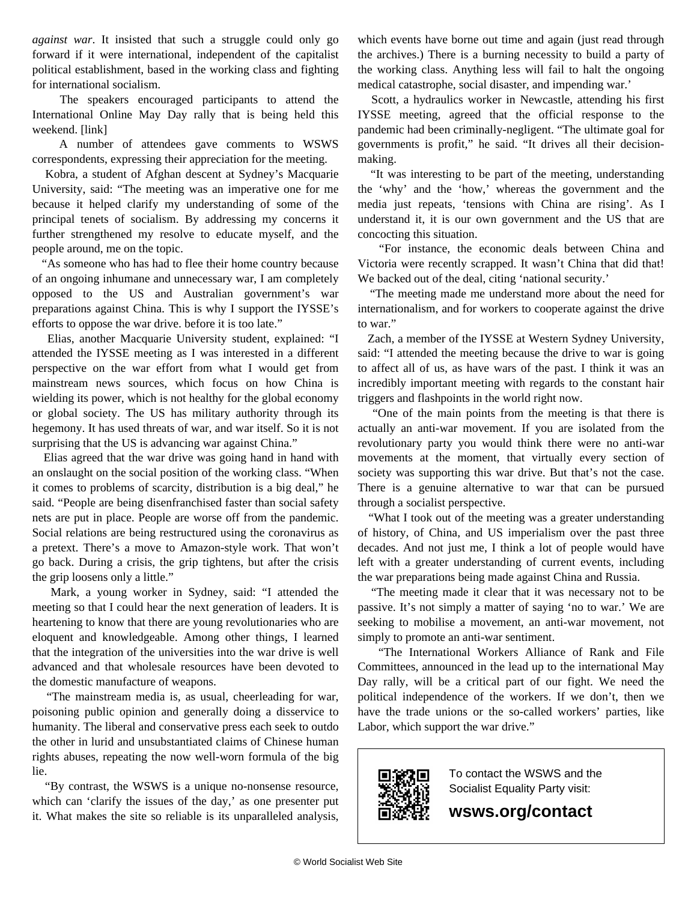*against war*. It insisted that such a struggle could only go forward if it were international, independent of the capitalist political establishment, based in the working class and fighting for international socialism.

The speakers encouraged participants to attend the International Online May Day rally that is being held this weekend. [link]

A number of attendees gave comments to WSWS correspondents, expressing their appreciation for the meeting.

Kobra, a student of Afghan descent at Sydney's Macquarie University, said: "The meeting was an imperative one for me because it helped clarify my understanding of some of the principal tenets of socialism. By addressing my concerns it further strengthened my resolve to educate myself, and the people around, me on the topic.

"As someone who has had to flee their home country because of an ongoing inhumane and unnecessary war, I am completely opposed to the US and Australian government's war preparations against China. This is why I support the IYSSE's efforts to oppose the war drive. before it is too late."

Elias, another Macquarie University student, explained: "I attended the IYSSE meeting as I was interested in a different perspective on the war effort from what I would get from mainstream news sources, which focus on how China is wielding its power, which is not healthy for the global economy or global society. The US has military authority through its hegemony. It has used threats of war, and war itself. So it is not surprising that the US is advancing war against China."

Elias agreed that the war drive was going hand in hand with an onslaught on the social position of the working class. "When it comes to problems of scarcity, distribution is a big deal," he said. "People are being disenfranchised faster than social safety nets are put in place. People are worse off from the pandemic. Social relations are being restructured using the coronavirus as a pretext. There's a move to Amazon-style work. That won't go back. During a crisis, the grip tightens, but after the crisis the grip loosens only a little."

Mark, a young worker in Sydney, said: "I attended the meeting so that I could hear the next generation of leaders. It is heartening to know that there are young revolutionaries who are eloquent and knowledgeable. Among other things, I learned that the integration of the universities into the war drive is well advanced and that wholesale resources have been devoted to the domestic manufacture of weapons.

"The mainstream media is, as usual, cheerleading for war, poisoning public opinion and generally doing a disservice to humanity. The liberal and conservative press each seek to outdo the other in lurid and unsubstantiated claims of Chinese human rights abuses, repeating the now well-worn formula of the big lie.

"By contrast, the WSWS is a unique no-nonsense resource, which can 'clarify the issues of the day,' as one presenter put it. What makes the site so reliable is its unparalleled analysis, which events have borne out time and again (just read through the archives.) There is a burning necessity to build a party of the working class. Anything less will fail to halt the ongoing medical catastrophe, social disaster, and impending war.'

Scott, a hydraulics worker in Newcastle, attending his first IYSSE meeting, agreed that the official response to the pandemic had been criminally-negligent. "The ultimate goal for governments is profit," he said. "It drives all their decision-making.

"It was interesting to be part of the meeting, understanding the 'why' and the 'how,' whereas the government and the media just repeats, 'tensions with China are rising'. As I understand it, it is our own government and the US that are concocting this situation.

"For instance, the economic deals between China and Victoria were recently scrapped. It wasn't China that did that! We backed out of the deal, citing 'national security.'

"The meeting made me understand more about the need for internationalism, and for workers to cooperate against the drive to war."

Zach, a member of the IYSSE at Western Sydney University, said: "I attended the meeting because the drive to war is going to affect all of us, as have wars of the past. I think it was an incredibly important meeting with regards to the constant hair triggers and flashpoints in the world right now.

"One of the main points from the meeting is that there is actually an anti-war movement. If you are isolated from the revolutionary party you would think there were no anti-war movements at the moment, that virtually every section of society was supporting this war drive. But that's not the case. There is a genuine alternative to war that can be pursued through a socialist perspective.

"What I took out of the meeting was a greater understanding of history, of China, and US imperialism over the past three decades. And not just me, I think a lot of people would have left with a greater understanding of current events, including the war preparations being made against China and Russia.

"The meeting made it clear that it was necessary not to be passive. It's not simply a matter of saying 'no to war.' We are seeking to mobilise a movement, an anti-war movement, not simply to promote an anti-war sentiment.

"The International Workers Alliance of Rank and File Committees, announced in the lead up to the international May Day rally, will be a critical part of our fight. We need the political independence of the workers. If we don't, then we have the trade unions or the so-called workers' parties, like Labor, which support the war drive."

To contact the WSWS and the Socialist Equality Party visit:

**wsws.org/contact**